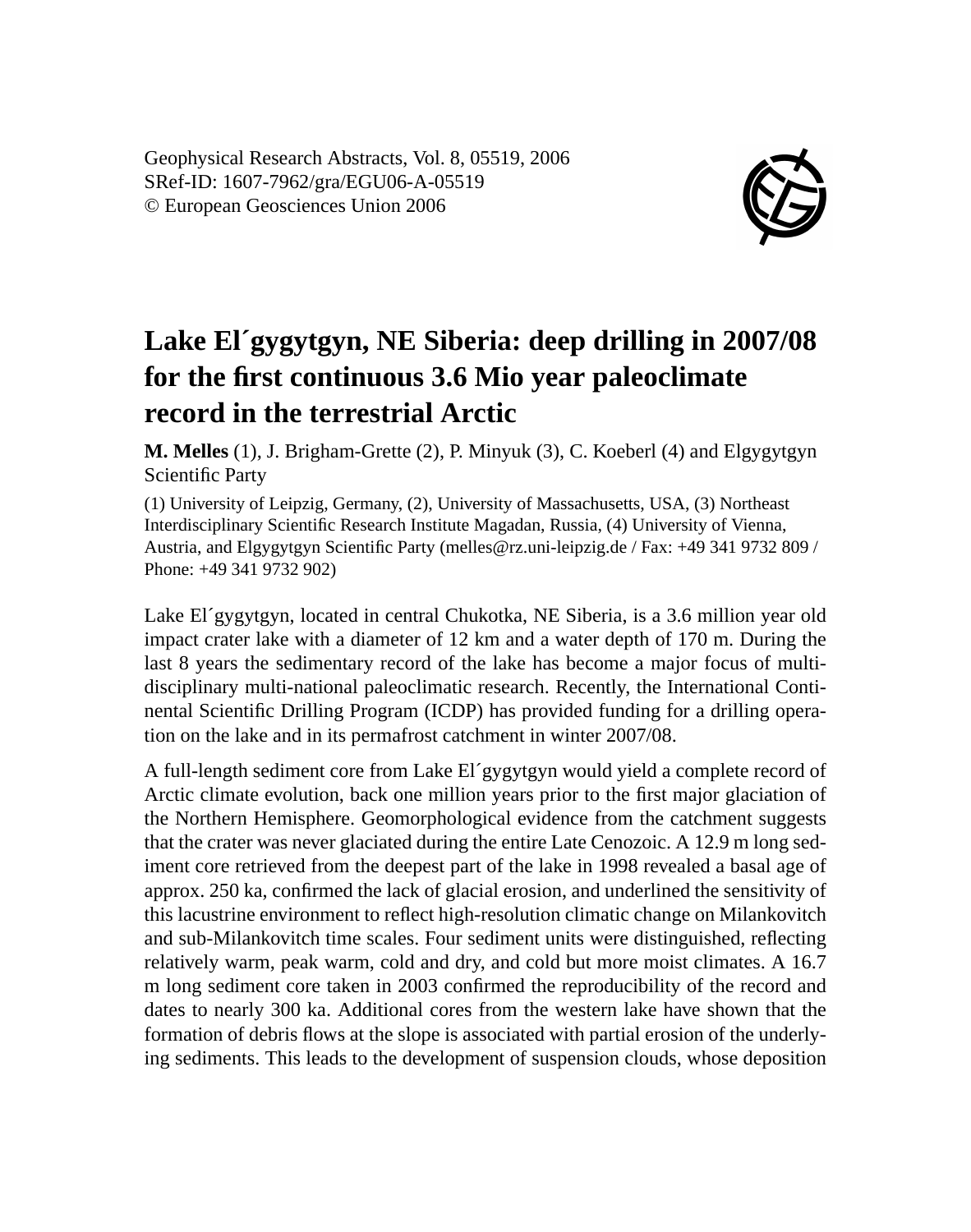# Lake El´gygytgyn, NE Siberia: deep drilling in 2007/08 for the first continuous 3.6 Mio year paleoclimate record in the terrestrial Arctic

**M. Melles** (1), J. Brigham-Grette (2), P. Minyuk (3), C. Koeberl (4) and Elgygytgyn Scientific Party

(1) University of Leipzig, Germany, (2), University of Massachusetts, USA, (3) Northeast Interdisciplinary Scientific Research Institute Magadan, Russia, (4) University of Vienna, Austria, and Elgygytgyn Scientific Party (melles@rz.uni-leipzig.de / Fax: +49 341 9732 809 / Phone: +49 341 9732 902)

Lake El´gygytgyn, located in central Chukotka, NE Siberia, is a 3.6 million year old impact crater lake with a diameter of 12 km and a water depth of 170 m. During the last 8 years the sedimentary record of the lake has become a major focus of multi-disciplinary multi-national paleoclimatic research. Recently, the International Continental Scientific Drilling Program (ICDP) has provided funding for a drilling operation on the lake and in its permafrost catchment in winter 2007/08.

A full-length sediment core from Lake El´gygytgyn would yield a complete record of Arctic climate evolution, back one million years prior to the first major glaciation of the Northern Hemisphere. Geomorphological evidence from the catchment suggests that the crater was never glaciated during the entire Late Cenozoic. A 12.9 m long sediment core retrieved from the deepest part of the lake in 1998 revealed a basal age of approx. 250 ka, confirmed the lack of glacial erosion, and underlined the sensitivity of this lacustrine environment to reflect high-resolution climatic change on Milankovitch and sub-Milankovitch time scales. Four sediment units were distinguished, reflecting relatively warm, peak warm, cold and dry, and cold but more moist climates. A 16.7 m long sediment core taken in 2003 confirmed the reproducibility of the record and dates to nearly 300 ka. Additional cores from the western lake have shown that the formation of debris flows at the slope is associated with partial erosion of the underlying sediments. This leads to the development of suspension clouds, whose deposition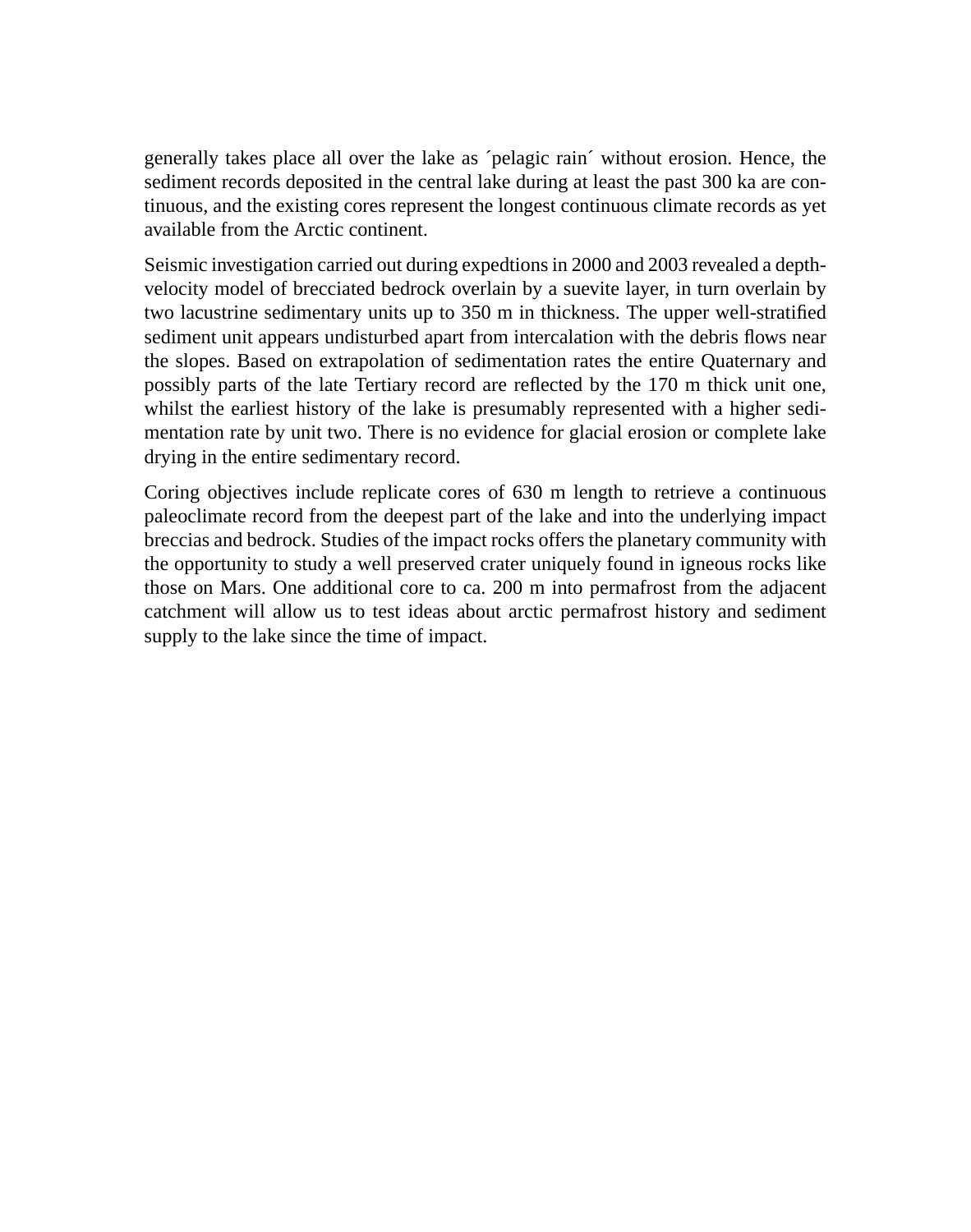generally takes place all over the lake as ´pelagic rain´ without erosion. Hence, the sediment records deposited in the central lake during at least the past 300 ka are continuous, and the existing cores represent the longest continuous climate records as yet available from the Arctic continent.

Seismic investigation carried out during expedtions in 2000 and 2003 revealed a depth-velocity model of brecciated bedrock overlain by a suevite layer, in turn overlain by two lacustrine sedimentary units up to 350 m in thickness. The upper well-stratified sediment unit appears undisturbed apart from intercalation with the debris flows near the slopes. Based on extrapolation of sedimentation rates the entire Quaternary and possibly parts of the late Tertiary record are reflected by the 170 m thick unit one, whilst the earliest history of the lake is presumably represented with a higher sedimentation rate by unit two. There is no evidence for glacial erosion or complete lake drying in the entire sedimentary record.

Coring objectives include replicate cores of 630 m length to retrieve a continuous paleoclimate record from the deepest part of the lake and into the underlying impact breccias and bedrock. Studies of the impact rocks offers the planetary community with the opportunity to study a well preserved crater uniquely found in igneous rocks like those on Mars. One additional core to ca. 200 m into permafrost from the adjacent catchment will allow us to test ideas about arctic permafrost history and sediment supply to the lake since the time of impact.